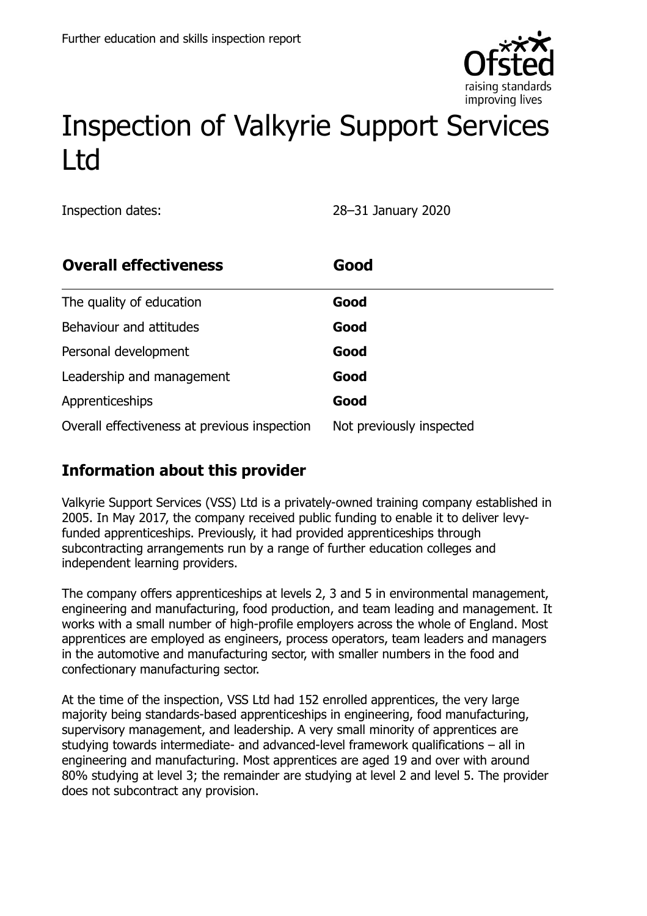Further education and skills inspection report

# Inspection of Valkyrie Support Services Ltd

Inspection dates: 28–31 January 2020

| **Overall effectiveness** | **Good** |
| --- | --- |
| The quality of education | **Good** |
| Behaviour and attitudes | **Good** |
| Personal development | **Good** |
| Leadership and management | **Good** |
| Apprenticeships | **Good** |
| Overall effectiveness at previous inspection | Not previously inspected |

## Information about this provider

Valkyrie Support Services (VSS) Ltd is a privately-owned training company established in 2005. In May 2017, the company received public funding to enable it to deliver levy-funded apprenticeships. Previously, it had provided apprenticeships through subcontracting arrangements run by a range of further education colleges and independent learning providers.

The company offers apprenticeships at levels 2, 3 and 5 in environmental management, engineering and manufacturing, food production, and team leading and management. It works with a small number of high-profile employers across the whole of England. Most apprentices are employed as engineers, process operators, team leaders and managers in the automotive and manufacturing sector, with smaller numbers in the food and confectionary manufacturing sector.

At the time of the inspection, VSS Ltd had 152 enrolled apprentices, the very large majority being standards-based apprenticeships in engineering, food manufacturing, supervisory management, and leadership. A very small minority of apprentices are studying towards intermediate- and advanced-level framework qualifications – all in engineering and manufacturing. Most apprentices are aged 19 and over with around 80% studying at level 3; the remainder are studying at level 2 and level 5. The provider does not subcontract any provision.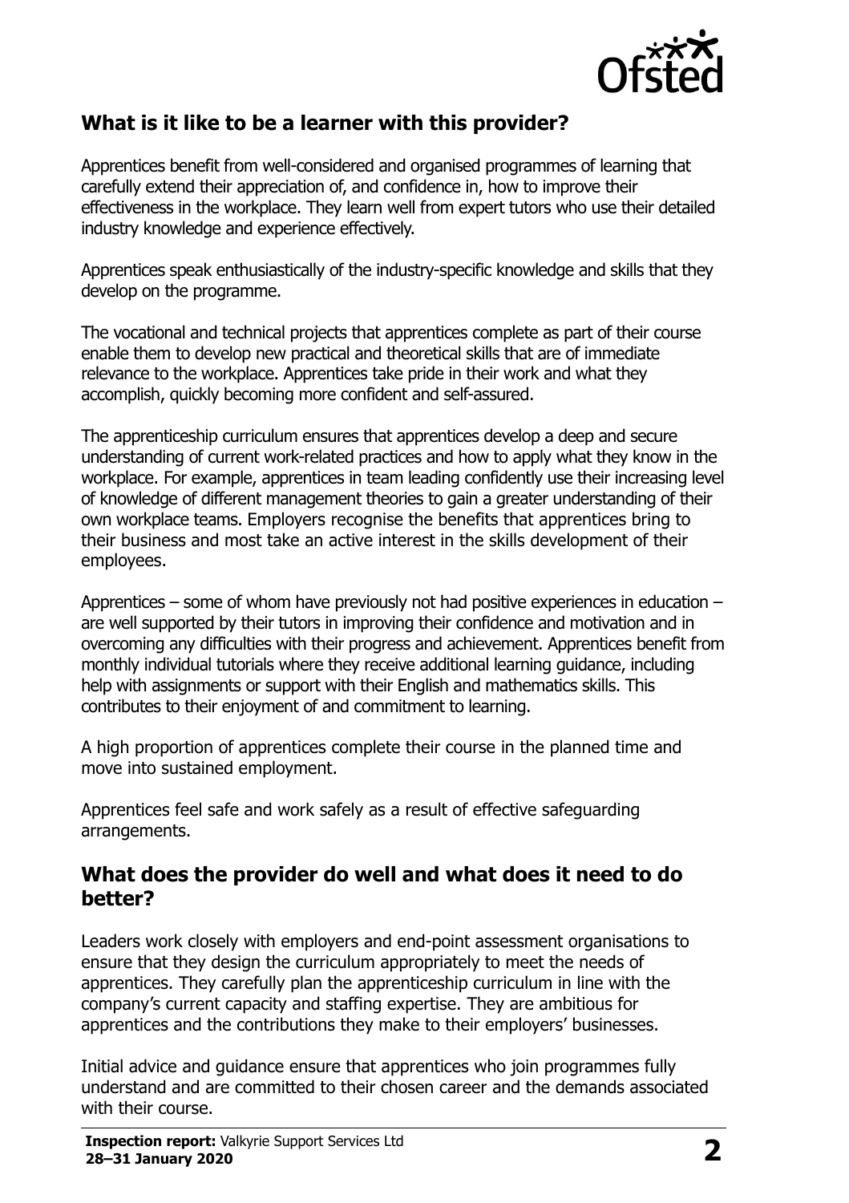## What is it like to be a learner with this provider?

Apprentices benefit from well-considered and organised programmes of learning that carefully extend their appreciation of, and confidence in, how to improve their effectiveness in the workplace. They learn well from expert tutors who use their detailed industry knowledge and experience effectively.

Apprentices speak enthusiastically of the industry-specific knowledge and skills that they develop on the programme.

The vocational and technical projects that apprentices complete as part of their course enable them to develop new practical and theoretical skills that are of immediate relevance to the workplace. Apprentices take pride in their work and what they accomplish, quickly becoming more confident and self-assured.

The apprenticeship curriculum ensures that apprentices develop a deep and secure understanding of current work-related practices and how to apply what they know in the workplace. For example, apprentices in team leading confidently use their increasing level of knowledge of different management theories to gain a greater understanding of their own workplace teams. Employers recognise the benefits that apprentices bring to their business and most take an active interest in the skills development of their employees.

Apprentices – some of whom have previously not had positive experiences in education – are well supported by their tutors in improving their confidence and motivation and in overcoming any difficulties with their progress and achievement. Apprentices benefit from monthly individual tutorials where they receive additional learning guidance, including help with assignments or support with their English and mathematics skills. This contributes to their enjoyment of and commitment to learning.

A high proportion of apprentices complete their course in the planned time and move into sustained employment.

Apprentices feel safe and work safely as a result of effective safeguarding arrangements.

## What does the provider do well and what does it need to do better?

Leaders work closely with employers and end-point assessment organisations to ensure that they design the curriculum appropriately to meet the needs of apprentices. They carefully plan the apprenticeship curriculum in line with the company's current capacity and staffing expertise. They are ambitious for apprentices and the contributions they make to their employers' businesses.

Initial advice and guidance ensure that apprentices who join programmes fully understand and are committed to their chosen career and the demands associated with their course.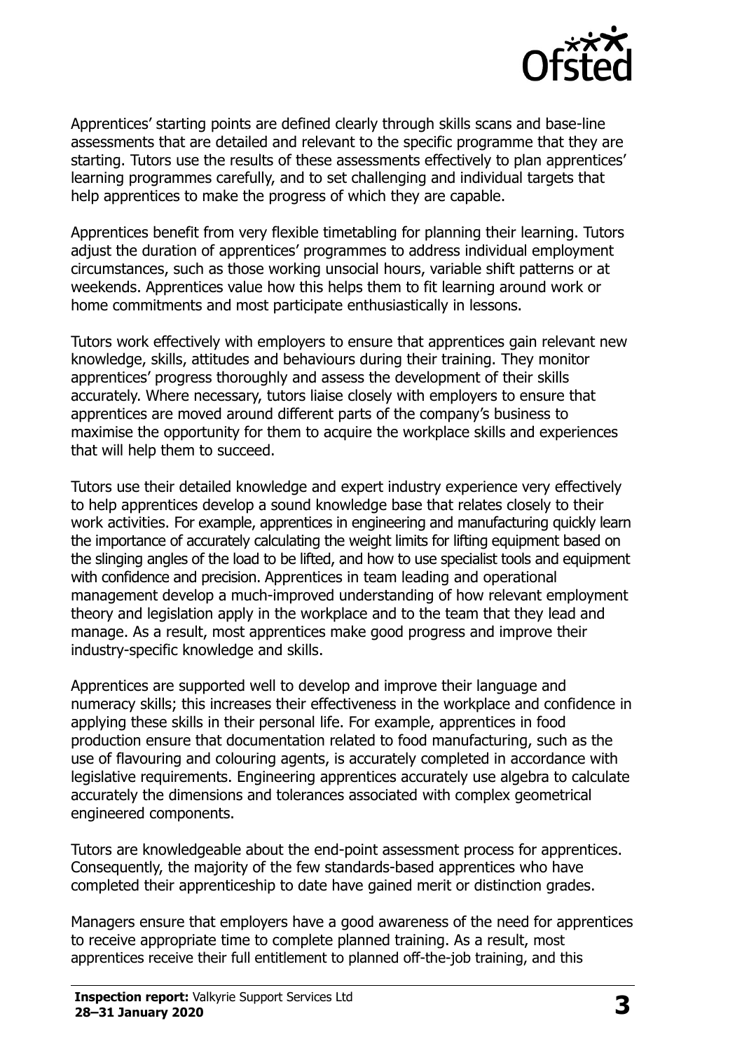Apprentices' starting points are defined clearly through skills scans and base-line assessments that are detailed and relevant to the specific programme that they are starting. Tutors use the results of these assessments effectively to plan apprentices' learning programmes carefully, and to set challenging and individual targets that help apprentices to make the progress of which they are capable.

Apprentices benefit from very flexible timetabling for planning their learning. Tutors adjust the duration of apprentices' programmes to address individual employment circumstances, such as those working unsocial hours, variable shift patterns or at weekends. Apprentices value how this helps them to fit learning around work or home commitments and most participate enthusiastically in lessons.

Tutors work effectively with employers to ensure that apprentices gain relevant new knowledge, skills, attitudes and behaviours during their training. They monitor apprentices' progress thoroughly and assess the development of their skills accurately. Where necessary, tutors liaise closely with employers to ensure that apprentices are moved around different parts of the company's business to maximise the opportunity for them to acquire the workplace skills and experiences that will help them to succeed.

Tutors use their detailed knowledge and expert industry experience very effectively to help apprentices develop a sound knowledge base that relates closely to their work activities. For example, apprentices in engineering and manufacturing quickly learn the importance of accurately calculating the weight limits for lifting equipment based on the slinging angles of the load to be lifted, and how to use specialist tools and equipment with confidence and precision. Apprentices in team leading and operational management develop a much-improved understanding of how relevant employment theory and legislation apply in the workplace and to the team that they lead and manage. As a result, most apprentices make good progress and improve their industry-specific knowledge and skills.

Apprentices are supported well to develop and improve their language and numeracy skills; this increases their effectiveness in the workplace and confidence in applying these skills in their personal life. For example, apprentices in food production ensure that documentation related to food manufacturing, such as the use of flavouring and colouring agents, is accurately completed in accordance with legislative requirements. Engineering apprentices accurately use algebra to calculate accurately the dimensions and tolerances associated with complex geometrical engineered components.

Tutors are knowledgeable about the end-point assessment process for apprentices. Consequently, the majority of the few standards-based apprentices who have completed their apprenticeship to date have gained merit or distinction grades.

Managers ensure that employers have a good awareness of the need for apprentices to receive appropriate time to complete planned training. As a result, most apprentices receive their full entitlement to planned off-the-job training, and this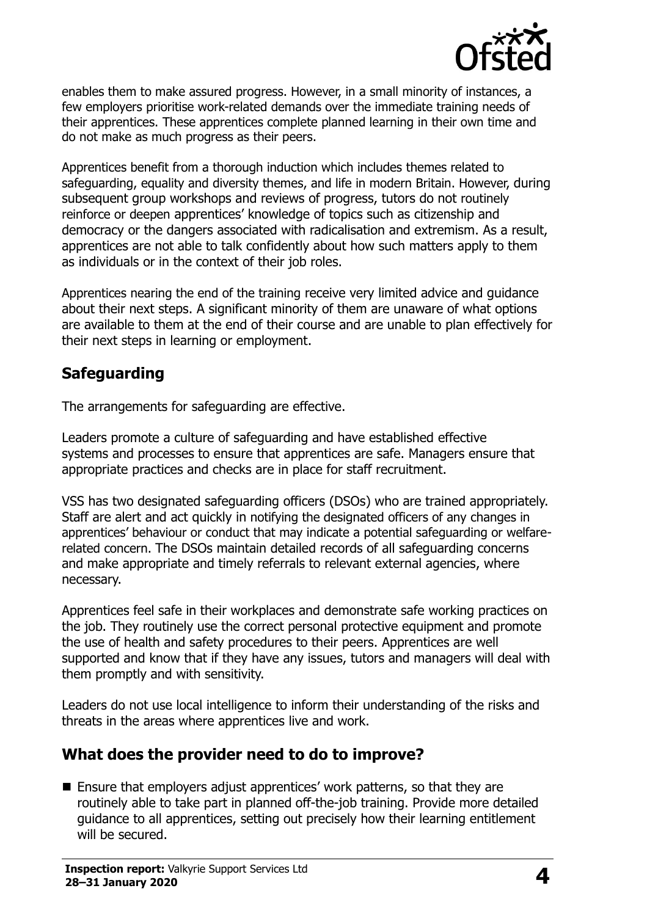enables them to make assured progress. However, in a small minority of instances, a few employers prioritise work-related demands over the immediate training needs of their apprentices. These apprentices complete planned learning in their own time and do not make as much progress as their peers.

Apprentices benefit from a thorough induction which includes themes related to safeguarding, equality and diversity themes, and life in modern Britain. However, during subsequent group workshops and reviews of progress, tutors do not routinely reinforce or deepen apprentices' knowledge of topics such as citizenship and democracy or the dangers associated with radicalisation and extremism. As a result, apprentices are not able to talk confidently about how such matters apply to them as individuals or in the context of their job roles.

Apprentices nearing the end of the training receive very limited advice and guidance about their next steps. A significant minority of them are unaware of what options are available to them at the end of their course and are unable to plan effectively for their next steps in learning or employment.

## Safeguarding

The arrangements for safeguarding are effective.

Leaders promote a culture of safeguarding and have established effective systems and processes to ensure that apprentices are safe. Managers ensure that appropriate practices and checks are in place for staff recruitment.

VSS has two designated safeguarding officers (DSOs) who are trained appropriately. Staff are alert and act quickly in notifying the designated officers of any changes in apprentices' behaviour or conduct that may indicate a potential safeguarding or welfare-related concern. The DSOs maintain detailed records of all safeguarding concerns and make appropriate and timely referrals to relevant external agencies, where necessary.

Apprentices feel safe in their workplaces and demonstrate safe working practices on the job. They routinely use the correct personal protective equipment and promote the use of health and safety procedures to their peers. Apprentices are well supported and know that if they have any issues, tutors and managers will deal with them promptly and with sensitivity.

Leaders do not use local intelligence to inform their understanding of the risks and threats in the areas where apprentices live and work.

## What does the provider need to do to improve?

- Ensure that employers adjust apprentices' work patterns, so that they are routinely able to take part in planned off-the-job training. Provide more detailed guidance to all apprentices, setting out precisely how their learning entitlement will be secured.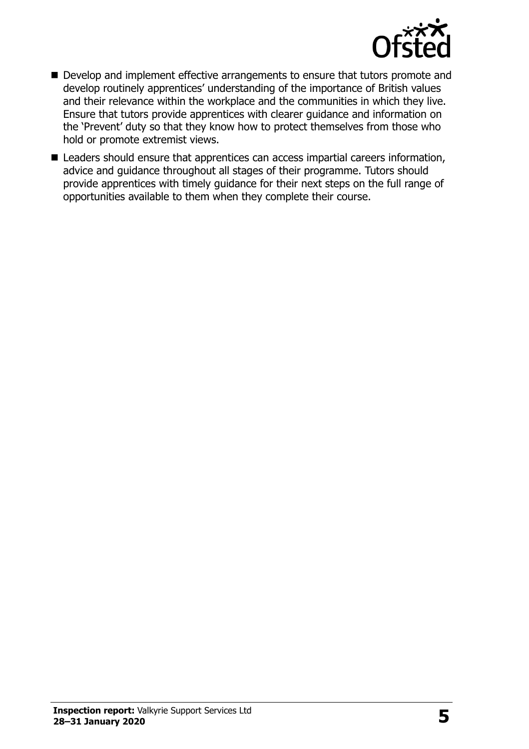- Develop and implement effective arrangements to ensure that tutors promote and develop routinely apprentices' understanding of the importance of British values and their relevance within the workplace and the communities in which they live. Ensure that tutors provide apprentices with clearer guidance and information on the 'Prevent' duty so that they know how to protect themselves from those who hold or promote extremist views.
- Leaders should ensure that apprentices can access impartial careers information, advice and guidance throughout all stages of their programme. Tutors should provide apprentices with timely guidance for their next steps on the full range of opportunities available to them when they complete their course.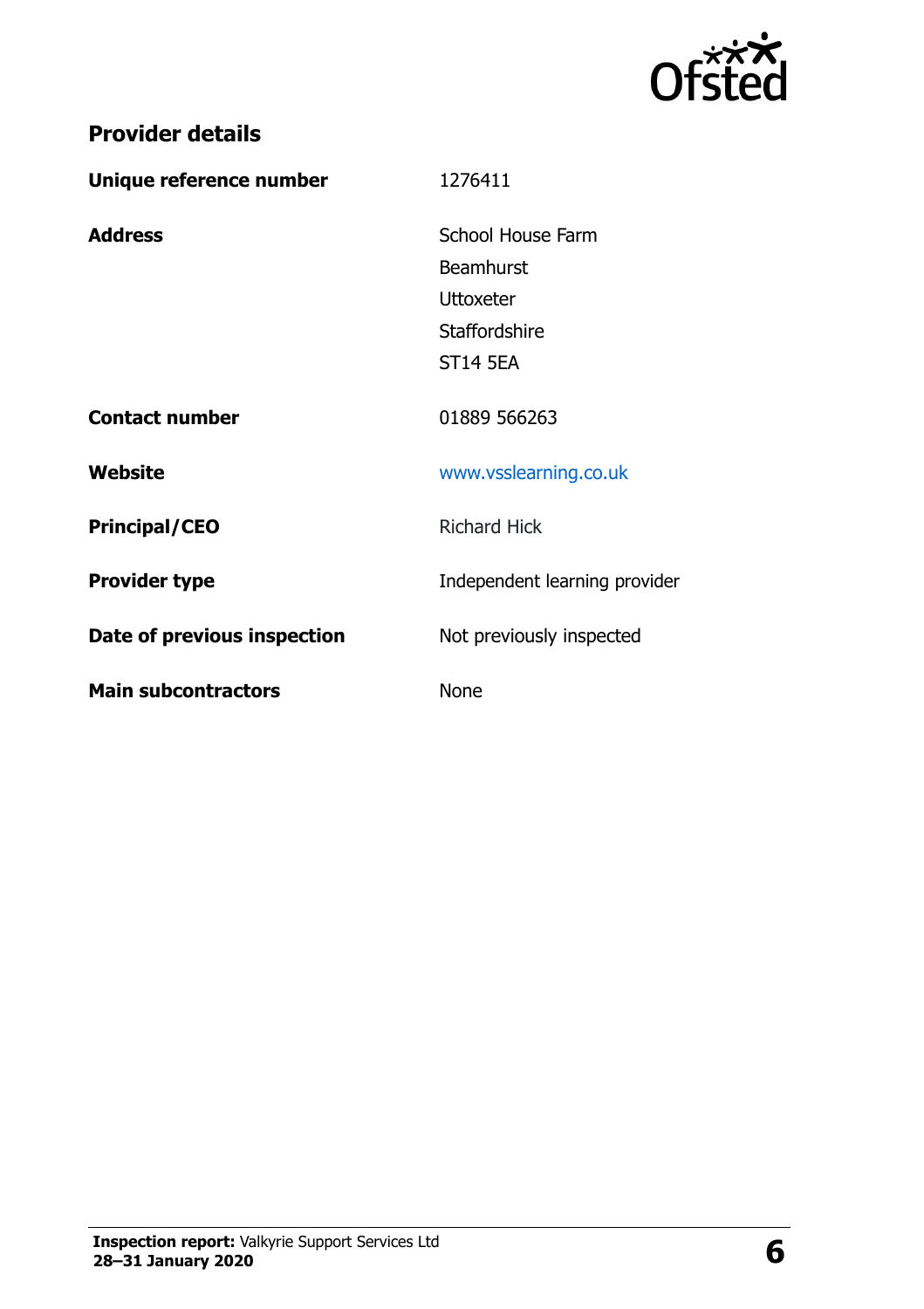## Provider details

| | |
|---|---|
| **Unique reference number** | 1276411 |
| **Address** | School House Farm<br>Beamhurst<br>Uttoxeter<br>Staffordshire<br>ST14 5EA |
| **Contact number** | 01889 566263 |
| **Website** | www.vsslearning.co.uk |
| **Principal/CEO** | Richard Hick |
| **Provider type** | Independent learning provider |
| **Date of previous inspection** | Not previously inspected |
| **Main subcontractors** | None |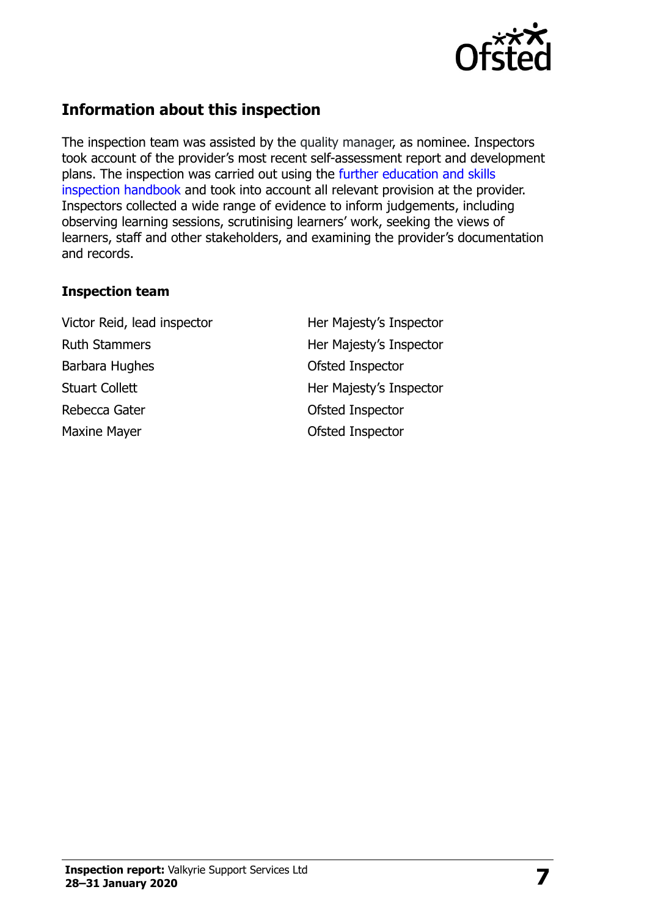## Information about this inspection

The inspection team was assisted by the quality manager, as nominee. Inspectors took account of the provider's most recent self-assessment report and development plans. The inspection was carried out using the further education and skills inspection handbook and took into account all relevant provision at the provider. Inspectors collected a wide range of evidence to inform judgements, including observing learning sessions, scrutinising learners' work, seeking the views of learners, staff and other stakeholders, and examining the provider's documentation and records.

### Inspection team

| | |
|---|---|
| Victor Reid, lead inspector | Her Majesty's Inspector |
| Ruth Stammers | Her Majesty's Inspector |
| Barbara Hughes | Ofsted Inspector |
| Stuart Collett | Her Majesty's Inspector |
| Rebecca Gater | Ofsted Inspector |
| Maxine Mayer | Ofsted Inspector |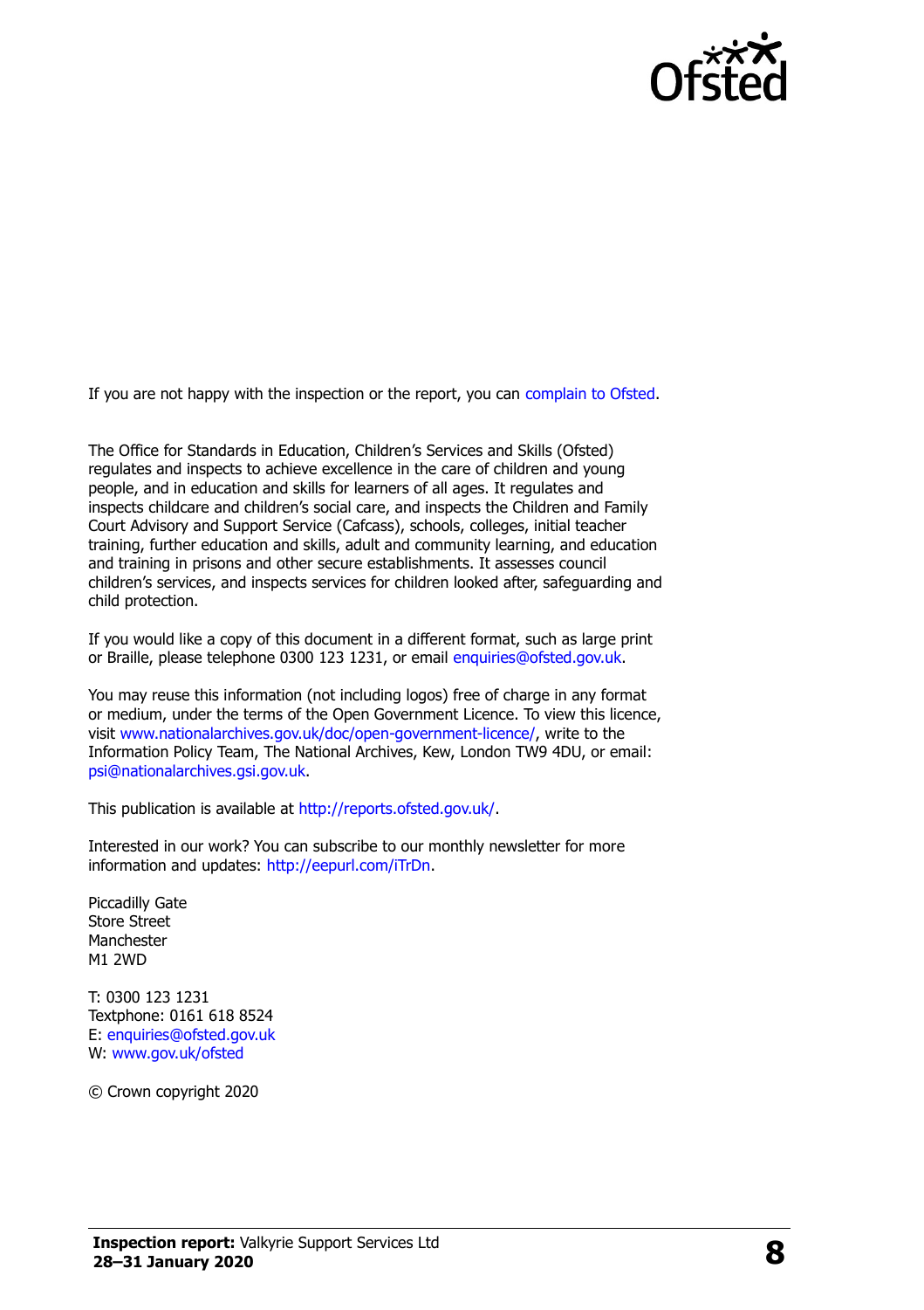If you are not happy with the inspection or the report, you can complain to Ofsted.

The Office for Standards in Education, Children's Services and Skills (Ofsted) regulates and inspects to achieve excellence in the care of children and young people, and in education and skills for learners of all ages. It regulates and inspects childcare and children's social care, and inspects the Children and Family Court Advisory and Support Service (Cafcass), schools, colleges, initial teacher training, further education and skills, adult and community learning, and education and training in prisons and other secure establishments. It assesses council children's services, and inspects services for children looked after, safeguarding and child protection.

If you would like a copy of this document in a different format, such as large print or Braille, please telephone 0300 123 1231, or email enquiries@ofsted.gov.uk.

You may reuse this information (not including logos) free of charge in any format or medium, under the terms of the Open Government Licence. To view this licence, visit www.nationalarchives.gov.uk/doc/open-government-licence/, write to the Information Policy Team, The National Archives, Kew, London TW9 4DU, or email: psi@nationalarchives.gsi.gov.uk.

This publication is available at http://reports.ofsted.gov.uk/.

Interested in our work? You can subscribe to our monthly newsletter for more information and updates: http://eepurl.com/iTrDn.

Piccadilly Gate
Store Street
Manchester
M1 2WD

T: 0300 123 1231
Textphone: 0161 618 8524
E: enquiries@ofsted.gov.uk
W: www.gov.uk/ofsted

© Crown copyright 2020